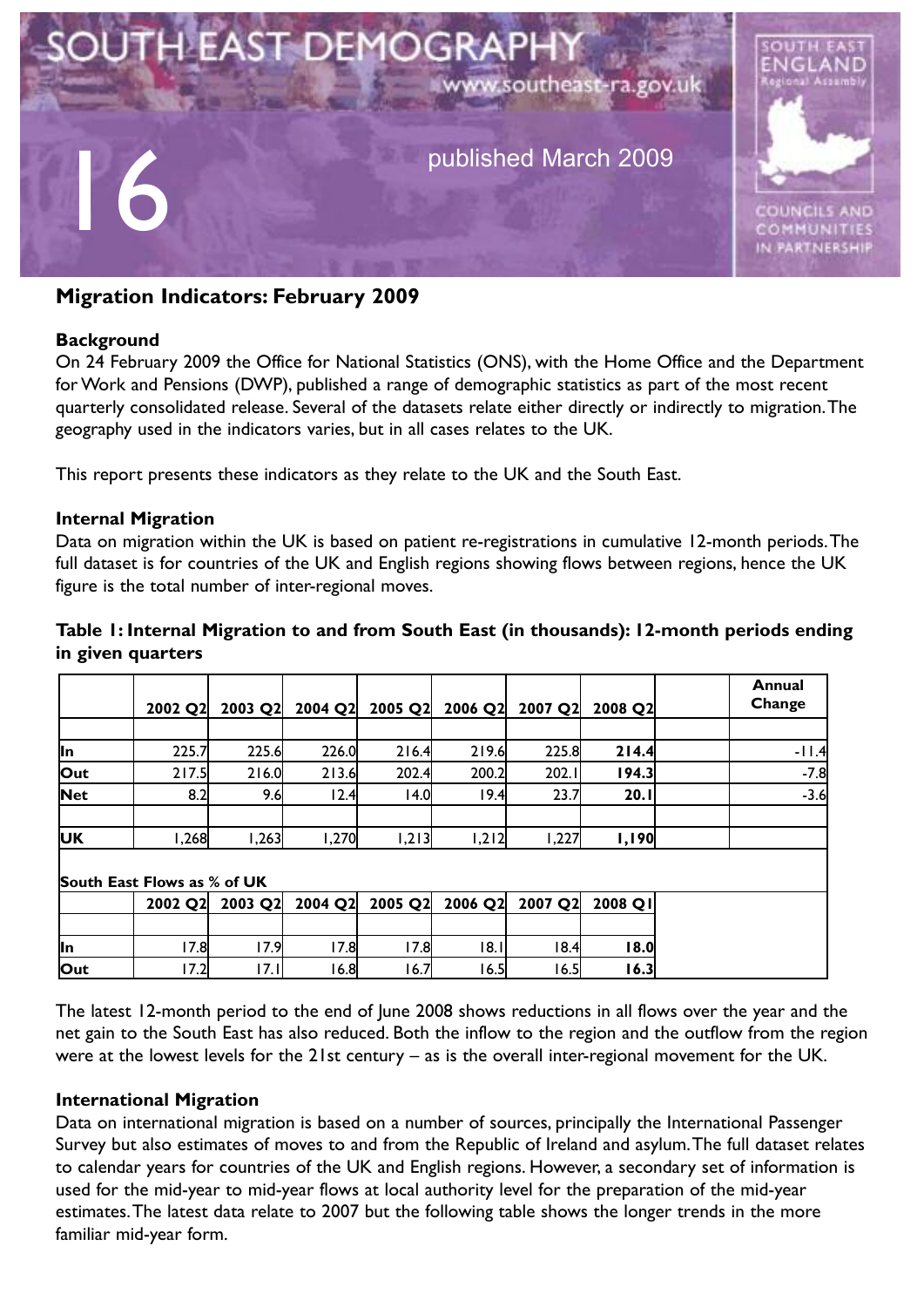# SOUTH EAST DEMOGRAPHY

www.southeast-ra.gov.uk

16

published March 2009

SOUTH EAST ENGLAND Regional Assembly

COUNCILS AND COMMUNITIES IN PARTNERSHIP

## Migration Indicators: February 2009

### Background

On 24 February 2009 the Office for National Statistics (ONS), with the Home Office and the Department for Work and Pensions (DWP), published a range of demographic statistics as part of the most recent quarterly consolidated release. Several of the datasets relate either directly or indirectly to migration. The geography used in the indicators varies, but in all cases relates to the UK.

This report presents these indicators as they relate to the UK and the South East.

### Internal Migration

Data on migration within the UK is based on patient re-registrations in cumulative 12-month periods. The full dataset is for countries of the UK and English regions showing flows between regions, hence the UK figure is the total number of inter-regional moves.

**Table 1: Internal Migration to and from South East (in thousands): 12-month periods ending in given quarters**

| | 2002 Q2 | 2003 Q2 | 2004 Q2 | 2005 Q2 | 2006 Q2 | 2007 Q2 | 2008 Q2 | | Annual Change |
|---|---|---|---|---|---|---|---|---|---|
| In | 225.7 | 225.6 | 226.0 | 216.4 | 219.6 | 225.8 | **214.4** | | -11.4 |
| Out | 217.5 | 216.0 | 213.6 | 202.4 | 200.2 | 202.1 | **194.3** | | -7.8 |
| Net | 8.2 | 9.6 | 12.4 | 14.0 | 19.4 | 23.7 | **20.1** | | -3.6 |
| UK | 1,268 | 1,263 | 1,270 | 1,213 | 1,212 | 1,227 | **1,190** | | |
| **South East Flows as % of UK** | | | | | | | | | |
| | 2002 Q2 | 2003 Q2 | 2004 Q2 | 2005 Q2 | 2006 Q2 | 2007 Q2 | 2008 Q1 | | |
| In | 17.8 | 17.9 | 17.8 | 17.8 | 18.1 | 18.4 | **18.0** | | |
| Out | 17.2 | 17.1 | 16.8 | 16.7 | 16.5 | 16.5 | **16.3** | | |

The latest 12-month period to the end of June 2008 shows reductions in all flows over the year and the net gain to the South East has also reduced. Both the inflow to the region and the outflow from the region were at the lowest levels for the 21st century – as is the overall inter-regional movement for the UK.

### International Migration

Data on international migration is based on a number of sources, principally the International Passenger Survey but also estimates of moves to and from the Republic of Ireland and asylum. The full dataset relates to calendar years for countries of the UK and English regions. However, a secondary set of information is used for the mid-year to mid-year flows at local authority level for the preparation of the mid-year estimates. The latest data relate to 2007 but the following table shows the longer trends in the more familiar mid-year form.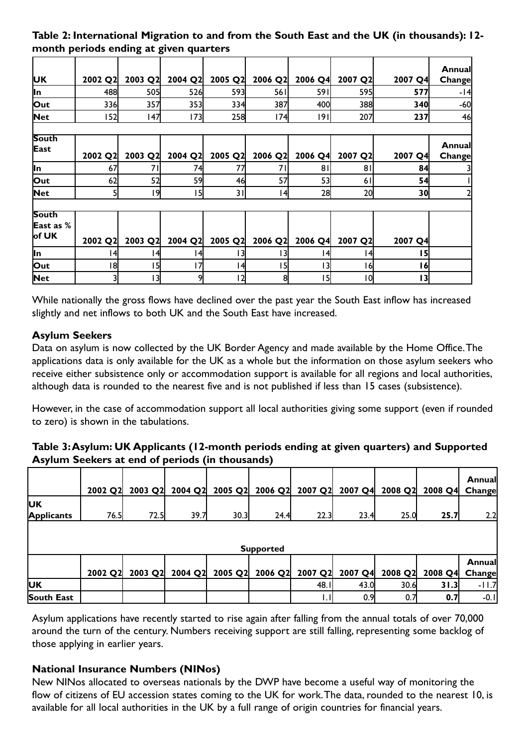**Table 2: International Migration to and from the South East and the UK (in thousands): 12-month periods ending at given quarters**

| UK | 2002 Q2 | 2003 Q2 | 2004 Q2 | 2005 Q2 | 2006 Q2 | 2006 Q4 | 2007 Q2 | 2007 Q4 | Annual Change |
|---|---|---|---|---|---|---|---|---|---|
| In | 488 | 505 | 526 | 593 | 561 | 591 | 595 | **577** | -14 |
| Out | 336 | 357 | 353 | 334 | 387 | 400 | 388 | **340** | -60 |
| Net | 152 | 147 | 173 | 258 | 174 | 191 | 207 | **237** | 46 |
| **South East** | **2002 Q2** | **2003 Q2** | **2004 Q2** | **2005 Q2** | **2006 Q2** | **2006 Q4** | **2007 Q2** | **2007 Q4** | **Annual Change** |
| In | 67 | 71 | 74 | 77 | 71 | 81 | 81 | **84** | 3 |
| Out | 62 | 52 | 59 | 46 | 57 | 53 | 61 | **54** | 1 |
| Net | 5 | 19 | 15 | 31 | 14 | 28 | 20 | **30** | 2 |
| **South East as % of UK** | **2002 Q2** | **2003 Q2** | **2004 Q2** | **2005 Q2** | **2006 Q2** | **2006 Q4** | **2007 Q2** | **2007 Q4** | |
| In | 14 | 14 | 14 | 13 | 13 | 14 | 14 | **15** | |
| Out | 18 | 15 | 17 | 14 | 15 | 13 | 16 | **16** | |
| Net | 3 | 13 | 9 | 12 | 8 | 15 | 10 | **13** | |

While nationally the gross flows have declined over the past year the South East inflow has increased slightly and net inflows to both UK and the South East have increased.

### Asylum Seekers

Data on asylum is now collected by the UK Border Agency and made available by the Home Office. The applications data is only available for the UK as a whole but the information on those asylum seekers who receive either subsistence only or accommodation support is available for all regions and local authorities, although data is rounded to the nearest five and is not published if less than 15 cases (subsistence).

However, in the case of accommodation support all local authorities giving some support (even if rounded to zero) is shown in the tabulations.

**Table 3: Asylum: UK Applicants (12-month periods ending at given quarters) and Supported Asylum Seekers at end of periods (in thousands)**

| | 2002 Q2 | 2003 Q2 | 2004 Q2 | 2005 Q2 | 2006 Q2 | 2007 Q2 | 2007 Q4 | 2008 Q2 | 2008 Q4 | Annual Change |
|---|---|---|---|---|---|---|---|---|---|---|
| UK Applicants | 76.5 | 72.5 | 39.7 | 30.3 | 24.4 | 22.3 | 23.4 | 25.0 | **25.7** | 2.2 |
| | | | | | **Supported** | | | | | |
| | **2002 Q2** | **2003 Q2** | **2004 Q2** | **2005 Q2** | **2006 Q2** | **2007 Q2** | **2007 Q4** | **2008 Q2** | **2008 Q4** | **Annual Change** |
| UK | | | | | | 48.1 | 43.0 | 30.6 | **31.3** | -11.7 |
| South East | | | | | | 1.1 | 0.9 | 0.7 | **0.7** | -0.1 |

Asylum applications have recently started to rise again after falling from the annual totals of over 70,000 around the turn of the century. Numbers receiving support are still falling, representing some backlog of those applying in earlier years.

### National Insurance Numbers (NINos)

New NINos allocated to overseas nationals by the DWP have become a useful way of monitoring the flow of citizens of EU accession states coming to the UK for work. The data, rounded to the nearest 10, is available for all local authorities in the UK by a full range of origin countries for financial years.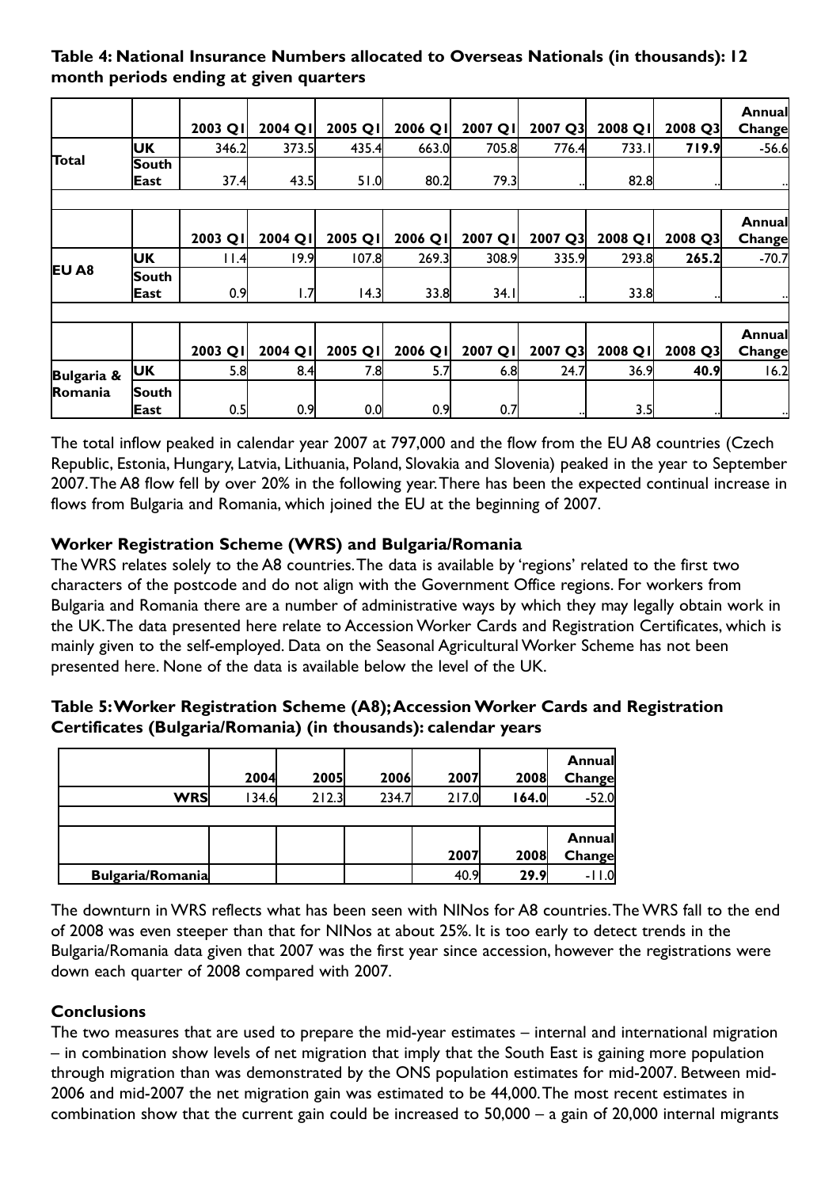**Table 4: National Insurance Numbers allocated to Overseas Nationals (in thousands): 12 month periods ending at given quarters**

| | | 2003 Q1 | 2004 Q1 | 2005 Q1 | 2006 Q1 | 2007 Q1 | 2007 Q3 | 2008 Q1 | 2008 Q3 | Annual Change |
|---|---|---|---|---|---|---|---|---|---|---|
| Total | UK | 346.2 | 373.5 | 435.4 | 663.0 | 705.8 | 776.4 | 733.1 | **719.9** | -56.6 |
| | South East | 37.4 | 43.5 | 51.0 | 80.2 | 79.3 | .. | 82.8 | .. | .. |
| | | **2003 Q1** | **2004 Q1** | **2005 Q1** | **2006 Q1** | **2007 Q1** | **2007 Q3** | **2008 Q1** | **2008 Q3** | **Annual Change** |
| EU A8 | UK | 11.4 | 19.9 | 107.8 | 269.3 | 308.9 | 335.9 | 293.8 | **265.2** | -70.7 |
| | South East | 0.9 | 1.7 | 14.3 | 33.8 | 34.1 | .. | 33.8 | .. | .. |
| | | **2003 Q1** | **2004 Q1** | **2005 Q1** | **2006 Q1** | **2007 Q1** | **2007 Q3** | **2008 Q1** | **2008 Q3** | **Annual Change** |
| Bulgaria & Romania | UK | 5.8 | 8.4 | 7.8 | 5.7 | 6.8 | 24.7 | 36.9 | **40.9** | 16.2 |
| | South East | 0.5 | 0.9 | 0.0 | 0.9 | 0.7 | .. | 3.5 | .. | .. |

The total inflow peaked in calendar year 2007 at 797,000 and the flow from the EU A8 countries (Czech Republic, Estonia, Hungary, Latvia, Lithuania, Poland, Slovakia and Slovenia) peaked in the year to September 2007. The A8 flow fell by over 20% in the following year. There has been the expected continual increase in flows from Bulgaria and Romania, which joined the EU at the beginning of 2007.

### Worker Registration Scheme (WRS) and Bulgaria/Romania

The WRS relates solely to the A8 countries. The data is available by 'regions' related to the first two characters of the postcode and do not align with the Government Office regions. For workers from Bulgaria and Romania there are a number of administrative ways by which they may legally obtain work in the UK. The data presented here relate to Accession Worker Cards and Registration Certificates, which is mainly given to the self-employed. Data on the Seasonal Agricultural Worker Scheme has not been presented here. None of the data is available below the level of the UK.

**Table 5: Worker Registration Scheme (A8); Accession Worker Cards and Registration Certificates (Bulgaria/Romania) (in thousands): calendar years**

| | 2004 | 2005 | 2006 | 2007 | 2008 | Annual Change |
|---|---|---|---|---|---|---|
| **WRS** | 134.6 | 212.3 | 234.7 | 217.0 | **164.0** | -52.0 |
| | | | | **2007** | **2008** | **Annual Change** |
| **Bulgaria/Romania** | | | | 40.9 | **29.9** | -11.0 |

The downturn in WRS reflects what has been seen with NINos for A8 countries. The WRS fall to the end of 2008 was even steeper than that for NINos at about 25%. It is too early to detect trends in the Bulgaria/Romania data given that 2007 was the first year since accession, however the registrations were down each quarter of 2008 compared with 2007.

### Conclusions

The two measures that are used to prepare the mid-year estimates – internal and international migration – in combination show levels of net migration that imply that the South East is gaining more population through migration than was demonstrated by the ONS population estimates for mid-2007. Between mid-2006 and mid-2007 the net migration gain was estimated to be 44,000. The most recent estimates in combination show that the current gain could be increased to 50,000 – a gain of 20,000 internal migrants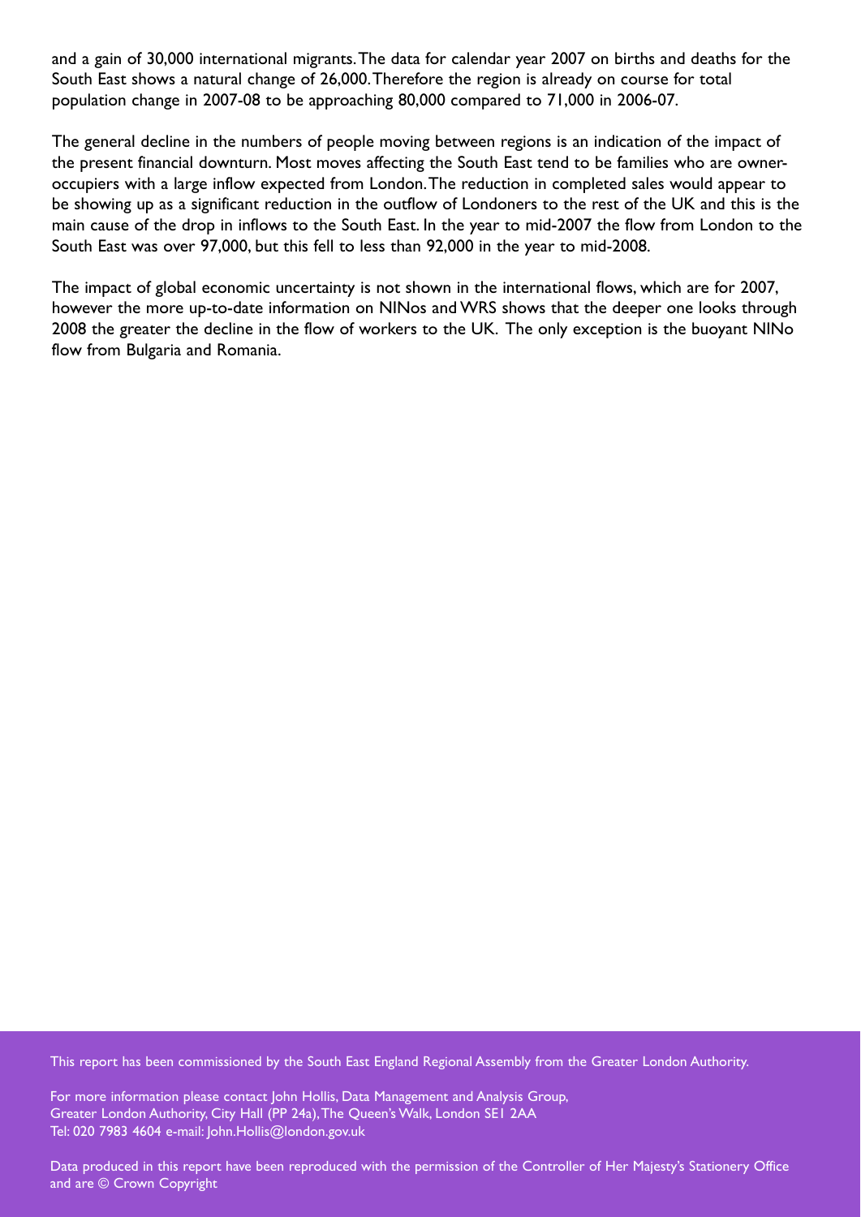and a gain of 30,000 international migrants. The data for calendar year 2007 on births and deaths for the South East shows a natural change of 26,000. Therefore the region is already on course for total population change in 2007-08 to be approaching 80,000 compared to 71,000 in 2006-07.

The general decline in the numbers of people moving between regions is an indication of the impact of the present financial downturn. Most moves affecting the South East tend to be families who are owner-occupiers with a large inflow expected from London. The reduction in completed sales would appear to be showing up as a significant reduction in the outflow of Londoners to the rest of the UK and this is the main cause of the drop in inflows to the South East. In the year to mid-2007 the flow from London to the South East was over 97,000, but this fell to less than 92,000 in the year to mid-2008.

The impact of global economic uncertainty is not shown in the international flows, which are for 2007, however the more up-to-date information on NINos and WRS shows that the deeper one looks through 2008 the greater the decline in the flow of workers to the UK. The only exception is the buoyant NINo flow from Bulgaria and Romania.

This report has been commissioned by the South East England Regional Assembly from the Greater London Authority.

For more information please contact John Hollis, Data Management and Analysis Group, Greater London Authority, City Hall (PP 24a), The Queen's Walk, London SE1 2AA
Tel: 020 7983 4604 e-mail: John.Hollis@london.gov.uk

Data produced in this report have been reproduced with the permission of the Controller of Her Majesty's Stationery Office and are © Crown Copyright